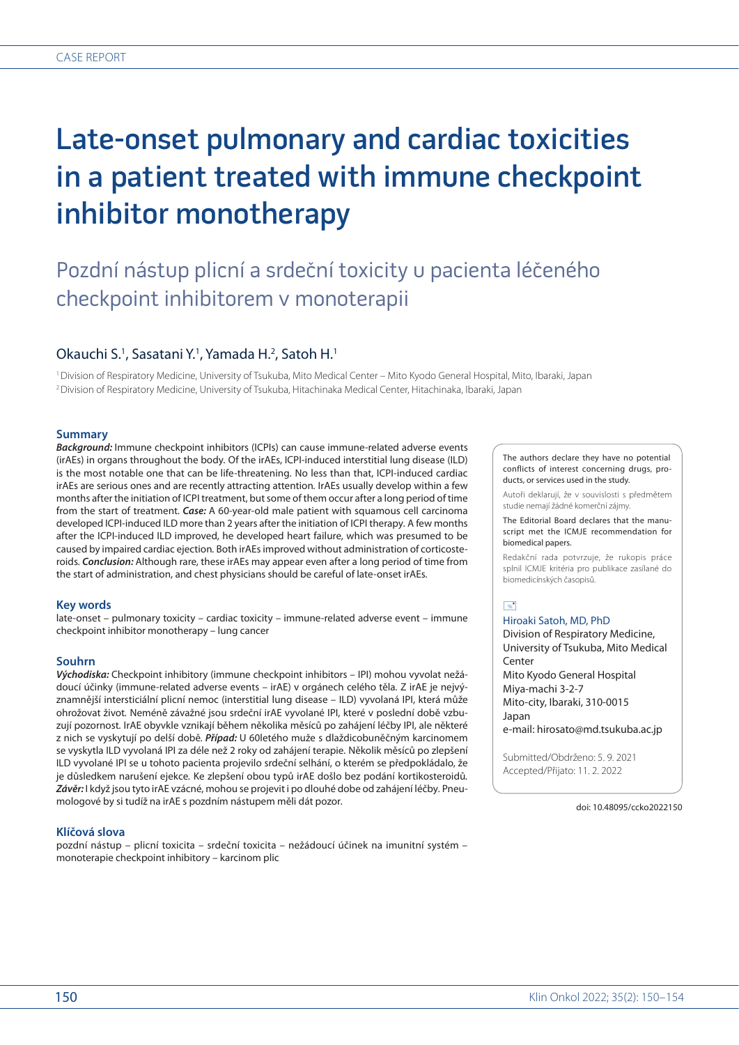CASE REPORT

# Late-onset pulmonary and cardiac toxicities in a patient treated with immune checkpoint inhibitor monotherapy

## Pozdní nástup plicní a srdeční toxicity u pacienta léčeného checkpoint inhibitorem v monoterapii

Okauchi S.[1], Sasatani Y.[1], Yamada H.[2], Satoh H.[1]

[1] Division of Respiratory Medicine, University of Tsukuba, Mito Medical Center – Mito Kyodo General Hospital, Mito, Ibaraki, Japan
[2] Division of Respiratory Medicine, University of Tsukuba, Hitachinaka Medical Center, Hitachinaka, Ibaraki, Japan

### Summary

***Background:*** Immune checkpoint inhibitors (ICPIs) can cause immune-related adverse events (irAEs) in organs throughout the body. Of the irAEs, ICPI-induced interstitial lung disease (ILD) is the most notable one that can be life-threatening. No less than that, ICPI-induced cardiac irAEs are serious ones and are recently attracting attention. IrAEs usually develop within a few months after the initiation of ICPI treatment, but some of them occur after a long period of time from the start of treatment. ***Case:*** A 60-year-old male patient with squamous cell carcinoma developed ICPI-induced ILD more than 2 years after the initiation of ICPI therapy. A few months after the ICPI-induced ILD improved, he developed heart failure, which was presumed to be caused by impaired cardiac ejection. Both irAEs improved without administration of corticosteroids. ***Conclusion:*** Although rare, these irAEs may appear even after a long period of time from the start of administration, and chest physicians should be careful of late-onset irAEs.

### Key words

late-onset – pulmonary toxicity – cardiac toxicity – immune-related adverse event – immune checkpoint inhibitor monotherapy – lung cancer

### Souhrn

***Východiska:*** Checkpoint inhibitory (immune checkpoint inhibitors – IPI) mohou vyvolat nežádoucí účinky (immune-related adverse events – irAE) v orgánech celého těla. Z irAE je nejvýznamnější intersticiální plicní nemoc (interstitial lung disease – ILD) vyvolaná IPI, která může ohrožovat život. Neméně závažné jsou srdeční irAE vyvolané IPI, které v poslední době vzbuzují pozornost. IrAE obyvkle vznikají během několika měsíců po zahájení léčby IPI, ale některé z nich se vyskytují po delší době. ***Případ:*** U 60letého muže s dlaždicobuněčným karcinomem se vyskytla ILD vyvolaná IPI za déle než 2 roky od zahájení terapie. Několik měsíců po zlepšení ILD vyvolané IPI se u tohoto pacienta projevilo srdeční selhání, o kterém se předpokládalo, že je důsledkem narušení ejekce. Ke zlepšení obou typů irAE došlo bez podání kortikosteroidů. ***Závěr:*** I když jsou tyto irAE vzácné, mohou se projevit i po dlouhé dobe od zahájení léčby. Pneumologové by si tudíž na irAE s pozdním nástupem měli dát pozor.

### Klíčová slova

pozdní nástup – plicní toxicita – srdeční toxicita – nežádoucí účinek na imunitní systém – monoterapie checkpoint inhibitory – karcinom plic

The authors declare they have no potential conflicts of interest concerning drugs, products, or services used in the study.

Autoři deklarují, že v souvislosti s předmětem studie nemají žádné komerční zájmy.

The Editorial Board declares that the manuscript met the ICMJE recommendation for biomedical papers.

Redakční rada potvrzuje, že rukopis práce splnil ICMJE kritéria pro publikace zasílané do biomedicínských časopisů.

Hiroaki Satoh, MD, PhD
Division of Respiratory Medicine, University of Tsukuba, Mito Medical Center
Mito Kyodo General Hospital
Miya-machi 3-2-7
Mito-city, Ibaraki, 310-0015
Japan
e-mail: hirosato@md.tsukuba.ac.jp

Submitted/Obdrženo: 5. 9. 2021
Accepted/Přijato: 11. 2. 2022

doi: 10.48095/ccko2022150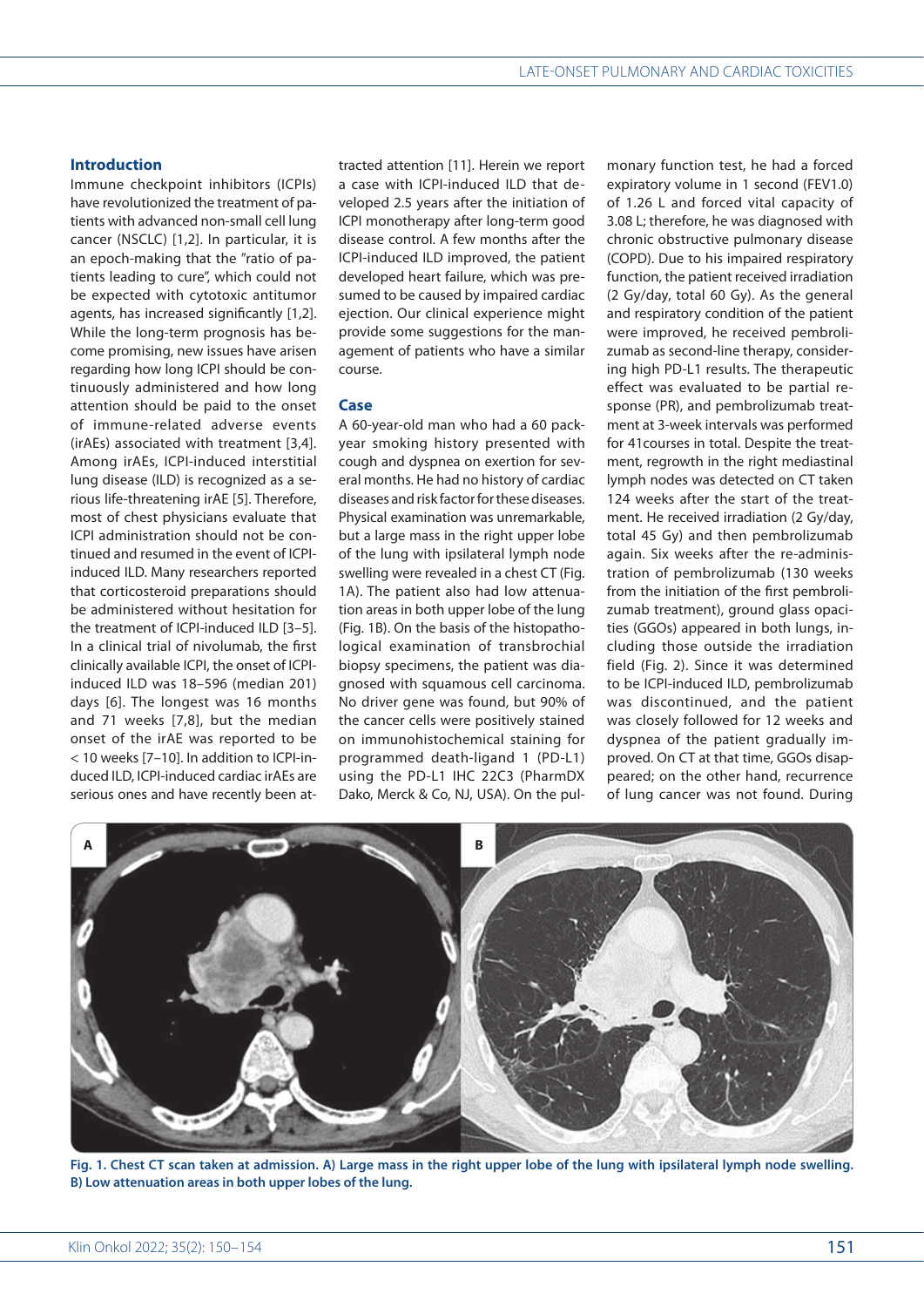## Introduction

Immune checkpoint inhibitors (ICPIs) have revolutionized the treatment of patients with advanced non-small cell lung cancer (NSCLC) [1,2]. In particular, it is an epoch-making that the "ratio of patients leading to cure", which could not be expected with cytotoxic antitumor agents, has increased significantly [1,2]. While the long-term prognosis has become promising, new issues have arisen regarding how long ICPI should be continuously administered and how long attention should be paid to the onset of immune-related adverse events (irAEs) associated with treatment [3,4]. Among irAEs, ICPI-induced interstitial lung disease (ILD) is recognized as a serious life-threatening irAE [5]. Therefore, most of chest physicians evaluate that ICPI administration should not be continued and resumed in the event of ICPI-induced ILD. Many researchers reported that corticosteroid preparations should be administered without hesitation for the treatment of ICPI-induced ILD [3–5]. In a clinical trial of nivolumab, the first clinically available ICPI, the onset of ICPI-induced ILD was 18–596 (median 201) days [6]. The longest was 16 months and 71 weeks [7,8], but the median onset of the irAE was reported to be < 10 weeks [7–10]. In addition to ICPI-induced ILD, ICPI-induced cardiac irAEs are serious ones and have recently been attracted attention [11]. Herein we report a case with ICPI-induced ILD that developed 2.5 years after the initiation of ICPI monotherapy after long-term good disease control. A few months after the ICPI-induced ILD improved, the patient developed heart failure, which was presumed to be caused by impaired cardiac ejection. Our clinical experience might provide some suggestions for the management of patients who have a similar course.

## Case

A 60-year-old man who had a 60 pack-year smoking history presented with cough and dyspnea on exertion for several months. He had no history of cardiac diseases and risk factor for these diseases. Physical examination was unremarkable, but a large mass in the right upper lobe of the lung with ipsilateral lymph node swelling were revealed in a chest CT (Fig. 1A). The patient also had low attenuation areas in both upper lobe of the lung (Fig. 1B). On the basis of the histopathological examination of transbronchial biopsy specimens, the patient was diagnosed with squamous cell carcinoma. No driver gene was found, but 90% of the cancer cells were positively stained on immunohistochemical staining for programmed death-ligand 1 (PD-L1) using the PD-L1 IHC 22C3 (PharmDX Dako, Merck & Co, NJ, USA). On the pulmonary function test, he had a forced expiratory volume in 1 second (FEV1.0) of 1.26 L and forced vital capacity of 3.08 L; therefore, he was diagnosed with chronic obstructive pulmonary disease (COPD). Due to his impaired respiratory function, the patient received irradiation (2 Gy/day, total 60 Gy). As the general and respiratory condition of the patient were improved, he received pembrolizumab as second-line therapy, considering high PD-L1 results. The therapeutic effect was evaluated to be partial response (PR), and pembrolizumab treatment at 3-week intervals was performed for 41courses in total. Despite the treatment, regrowth in the right mediastinal lymph nodes was detected on CT taken 124 weeks after the start of the treatment. He received irradiation (2 Gy/day, total 45 Gy) and then pembrolizumab again. Six weeks after the re-administration of pembrolizumab (130 weeks from the initiation of the first pembrolizumab treatment), ground glass opacities (GGOs) appeared in both lungs, including those outside the irradiation field (Fig. 2). Since it was determined to be ICPI-induced ILD, pembrolizumab was discontinued, and the patient was closely followed for 12 weeks and dyspnea of the patient gradually improved. On CT at that time, GGOs disappeared; on the other hand, recurrence of lung cancer was not found. During

**Fig. 1. Chest CT scan taken at admission. A) Large mass in the right upper lobe of the lung with ipsilateral lymph node swelling. B) Low attenuation areas in both upper lobes of the lung.**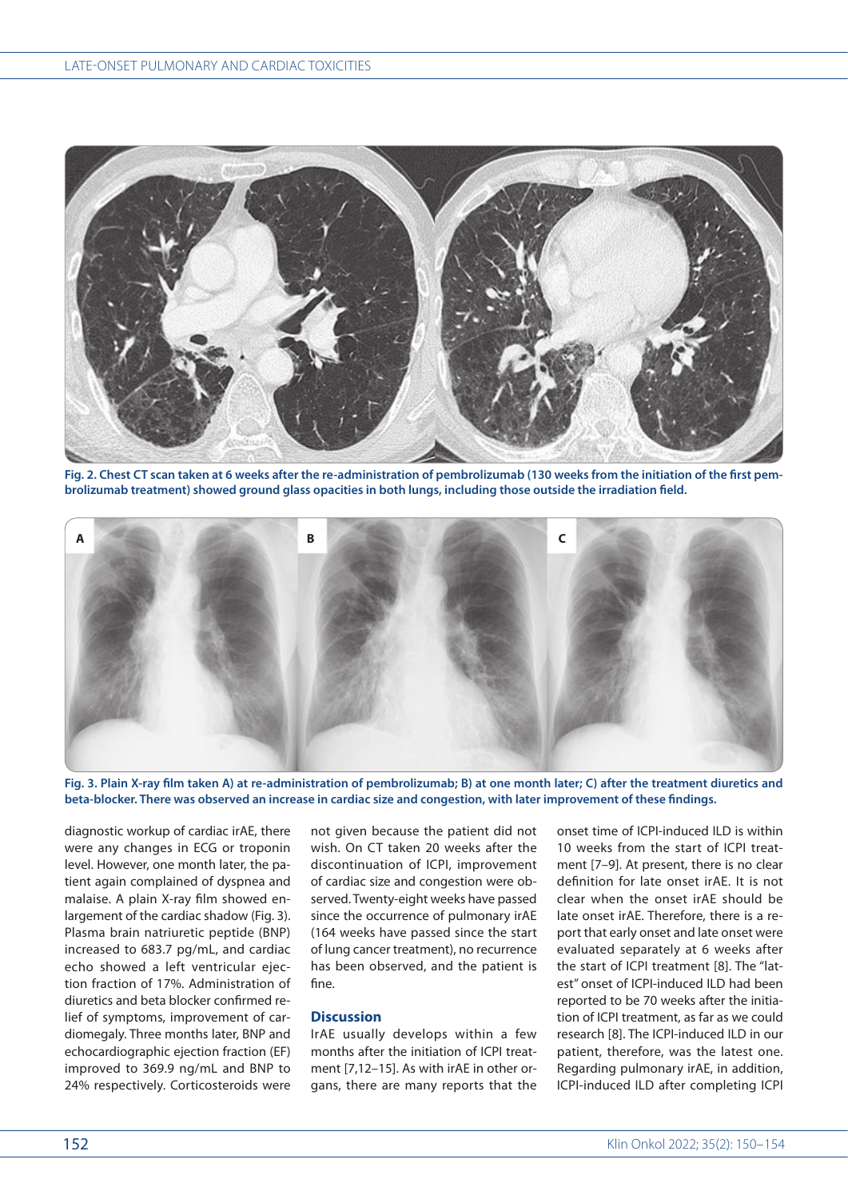Fig. 2. Chest CT scan taken at 6 weeks after the re-administration of pembrolizumab (130 weeks from the initiation of the first pembrolizumab treatment) showed ground glass opacities in both lungs, including those outside the irradiation field.

Fig. 3. Plain X-ray film taken A) at re-administration of pembrolizumab; B) at one month later; C) after the treatment diuretics and beta-blocker. There was observed an increase in cardiac size and congestion, with later improvement of these findings.

diagnostic workup of cardiac irAE, there were any changes in ECG or troponin level. However, one month later, the patient again complained of dyspnea and malaise. A plain X-ray film showed enlargement of the cardiac shadow (Fig. 3). Plasma brain natriuretic peptide (BNP) increased to 683.7 pg/mL, and cardiac echo showed a left ventricular ejection fraction of 17%. Administration of diuretics and beta blocker confirmed relief of symptoms, improvement of cardiomegaly. Three months later, BNP and echocardiographic ejection fraction (EF) improved to 369.9 ng/mL and BNP to 24% respectively. Corticosteroids were not given because the patient did not wish. On CT taken 20 weeks after the discontinuation of ICPI, improvement of cardiac size and congestion were observed. Twenty-eight weeks have passed since the occurrence of pulmonary irAE (164 weeks have passed since the start of lung cancer treatment), no recurrence has been observed, and the patient is fine.

## Discussion

IrAE usually develops within a few months after the initiation of ICPI treatment [7,12–15]. As with irAE in other organs, there are many reports that the onset time of ICPI-induced ILD is within 10 weeks from the start of ICPI treatment [7–9]. At present, there is no clear definition for late onset irAE. It is not clear when the onset irAE should be late onset irAE. Therefore, there is a report that early onset and late onset were evaluated separately at 6 weeks after the start of ICPI treatment [8]. The "latest" onset of ICPI-induced ILD had been reported to be 70 weeks after the initiation of ICPI treatment, as far as we could research [8]. The ICPI-induced ILD in our patient, therefore, was the latest one. Regarding pulmonary irAE, in addition, ICPI-induced ILD after completing ICPI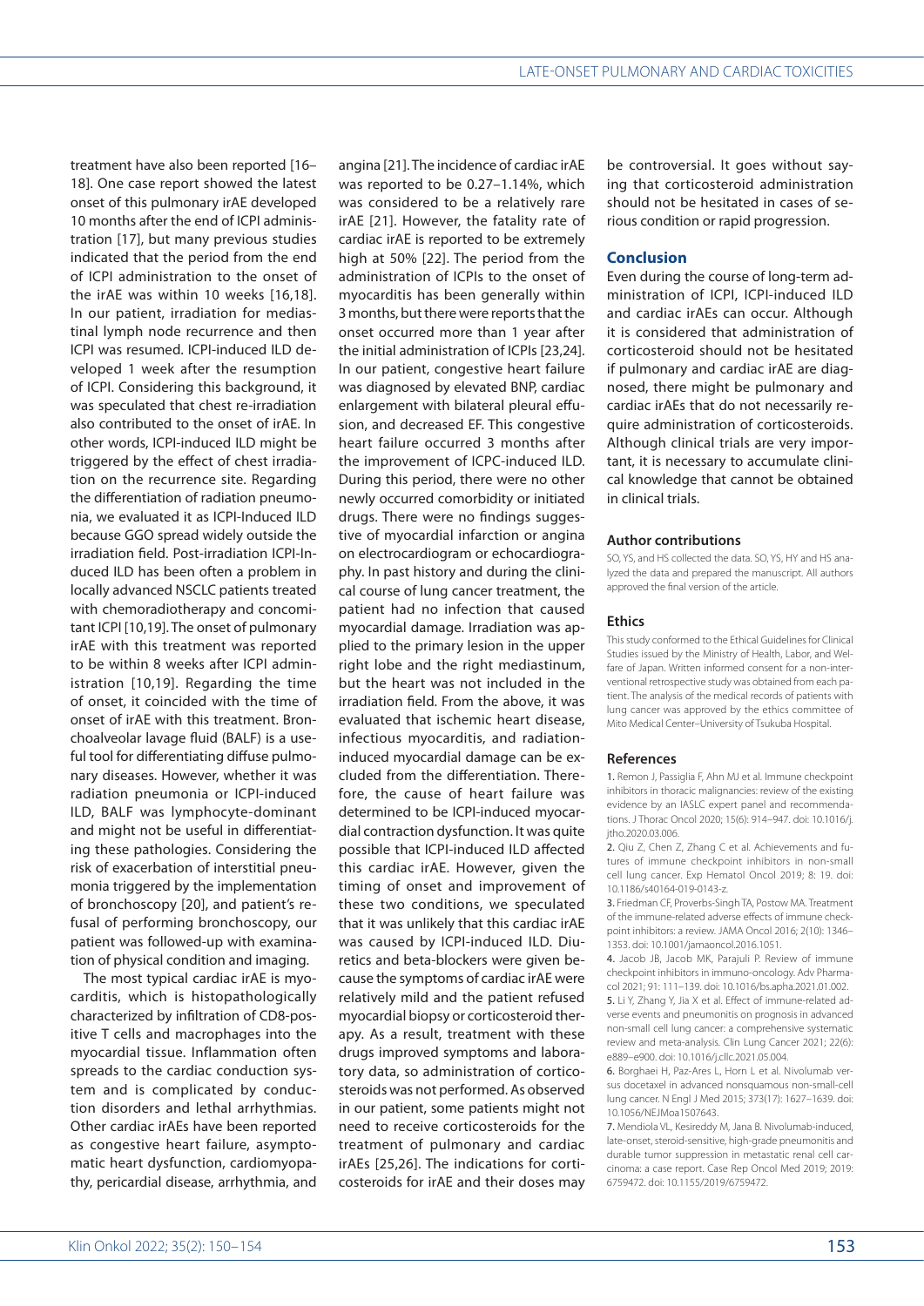treatment have also been reported [16–18]. One case report showed the latest onset of this pulmonary irAE developed 10 months after the end of ICPI administration [17], but many previous studies indicated that the period from the end of ICPI administration to the onset of the irAE was within 10 weeks [16,18]. In our patient, irradiation for mediastinal lymph node recurrence and then ICPI was resumed. ICPI-induced ILD developed 1 week after the resumption of ICPI. Considering this background, it was speculated that chest re-irradiation also contributed to the onset of irAE. In other words, ICPI-induced ILD might be triggered by the effect of chest irradiation on the recurrence site. Regarding the differentiation of radiation pneumonia, we evaluated it as ICPI-Induced ILD because GGO spread widely outside the irradiation field. Post-irradiation ICPI-Induced ILD has been often a problem in locally advanced NSCLC patients treated with chemoradiotherapy and concomitant ICPI [10,19]. The onset of pulmonary irAE with this treatment was reported to be within 8 weeks after ICPI administration [10,19]. Regarding the time of onset, it coincided with the time of onset of irAE with this treatment. Bronchoalveolar lavage fluid (BALF) is a useful tool for differentiating diffuse pulmonary diseases. However, whether it was radiation pneumonia or ICPI-induced ILD, BALF was lymphocyte-dominant and might not be useful in differentiating these pathologies. Considering the risk of exacerbation of interstitial pneumonia triggered by the implementation of bronchoscopy [20], and patient's refusal of performing bronchoscopy, our patient was followed-up with examination of physical condition and imaging.

The most typical cardiac irAE is myocarditis, which is histopathologically characterized by infiltration of CD8-positive T cells and macrophages into the myocardial tissue. Inflammation often spreads to the cardiac conduction system and is complicated by conduction disorders and lethal arrhythmias. Other cardiac irAEs have been reported as congestive heart failure, asymptomatic heart dysfunction, cardiomyopathy, pericardial disease, arrhythmia, and angina [21]. The incidence of cardiac irAE was reported to be 0.27–1.14%, which was considered to be a relatively rare irAE [21]. However, the fatality rate of cardiac irAE is reported to be extremely high at 50% [22]. The period from the administration of ICPIs to the onset of myocarditis has been generally within 3 months, but there were reports that the onset occurred more than 1 year after the initial administration of ICPIs [23,24]. In our patient, congestive heart failure was diagnosed by elevated BNP, cardiac enlargement with bilateral pleural effusion, and decreased EF. This congestive heart failure occurred 3 months after the improvement of ICPC-induced ILD. During this period, there were no other newly occurred comorbidity or initiated drugs. There were no findings suggestive of myocardial infarction or angina on electrocardiogram or echocardiography. In past history and during the clinical course of lung cancer treatment, the patient had no infection that caused myocardial damage. Irradiation was applied to the primary lesion in the upper right lobe and the right mediastinum, but the heart was not included in the irradiation field. From the above, it was evaluated that ischemic heart disease, infectious myocarditis, and radiation-induced myocardial damage can be excluded from the differentiation. Therefore, the cause of heart failure was determined to be ICPI-induced myocardial contraction dysfunction. It was quite possible that ICPI-induced ILD affected this cardiac irAE. However, given the timing of onset and improvement of these two conditions, we speculated that it was unlikely that this cardiac irAE was caused by ICPI-induced ILD. Diuretics and beta-blockers were given because the symptoms of cardiac irAE were relatively mild and the patient refused myocardial biopsy or corticosteroid therapy. As a result, treatment with these drugs improved symptoms and laboratory data, so administration of corticosteroids was not performed. As observed in our patient, some patients might not need to receive corticosteroids for the treatment of pulmonary and cardiac irAEs [25,26]. The indications for corticosteroids for irAE and their doses may be controversial. It goes without saying that corticosteroid administration should not be hesitated in cases of serious condition or rapid progression.

## Conclusion

Even during the course of long-term administration of ICPI, ICPI-induced ILD and cardiac irAEs can occur. Although it is considered that administration of corticosteroid should not be hesitated if pulmonary and cardiac irAE are diagnosed, there might be pulmonary and cardiac irAEs that do not necessarily require administration of corticosteroids. Although clinical trials are very important, it is necessary to accumulate clinical knowledge that cannot be obtained in clinical trials.

### Author contributions

SO, YS, and HS collected the data. SO, YS, HY and HS analyzed the data and prepared the manuscript. All authors approved the final version of the article.

### Ethics

This study conformed to the Ethical Guidelines for Clinical Studies issued by the Ministry of Health, Labor, and Welfare of Japan. Written informed consent for a non-interventional retrospective study was obtained from each patient. The analysis of the medical records of patients with lung cancer was approved by the ethics committee of Mito Medical Center–University of Tsukuba Hospital.

### References

1. Remon J, Passiglia F, Ahn MJ et al. Immune checkpoint inhibitors in thoracic malignancies: review of the existing evidence by an IASLC expert panel and recommendations. J Thorac Oncol 2020; 15(6): 914–947. doi: 10.1016/j.jtho.2020.03.006.
2. Qiu Z, Chen Z, Zhang C et al. Achievements and futures of immune checkpoint inhibitors in non-small cell lung cancer. Exp Hematol Oncol 2019; 8: 19. doi: 10.1186/s40164-019-0143-z.
3. Friedman CF, Proverbs-Singh TA, Postow MA. Treatment of the immune-related adverse effects of immune checkpoint inhibitors: a review. JAMA Oncol 2016; 2(10): 1346–1353. doi: 10.1001/jamaoncol.2016.1051.
4. Jacob JB, Jacob MK, Parajuli P. Review of immune checkpoint inhibitors in immuno-oncology. Adv Pharmacol 2021; 91: 111–139. doi: 10.1016/bs.apha.2021.01.002.
5. Li Y, Zhang Y, Jia X et al. Effect of immune-related adverse events and pneumonitis on prognosis in advanced non-small cell lung cancer: a comprehensive systematic review and meta-analysis. Clin Lung Cancer 2021; 22(6): e889–e900. doi: 10.1016/j.cllc.2021.05.004.
6. Borghaei H, Paz-Ares L, Horn L et al. Nivolumab versus docetaxel in advanced nonsquamous non-small-cell lung cancer. N Engl J Med 2015; 373(17): 1627–1639. doi: 10.1056/NEJMoa1507643.
7. Mendiola VL, Kesireddy M, Jana B. Nivolumab-induced, late-onset, steroid-sensitive, high-grade pneumonitis and durable tumor suppression in metastatic renal cell carcinoma: a case report. Case Rep Oncol Med 2019; 2019: 6759472. doi: 10.1155/2019/6759472.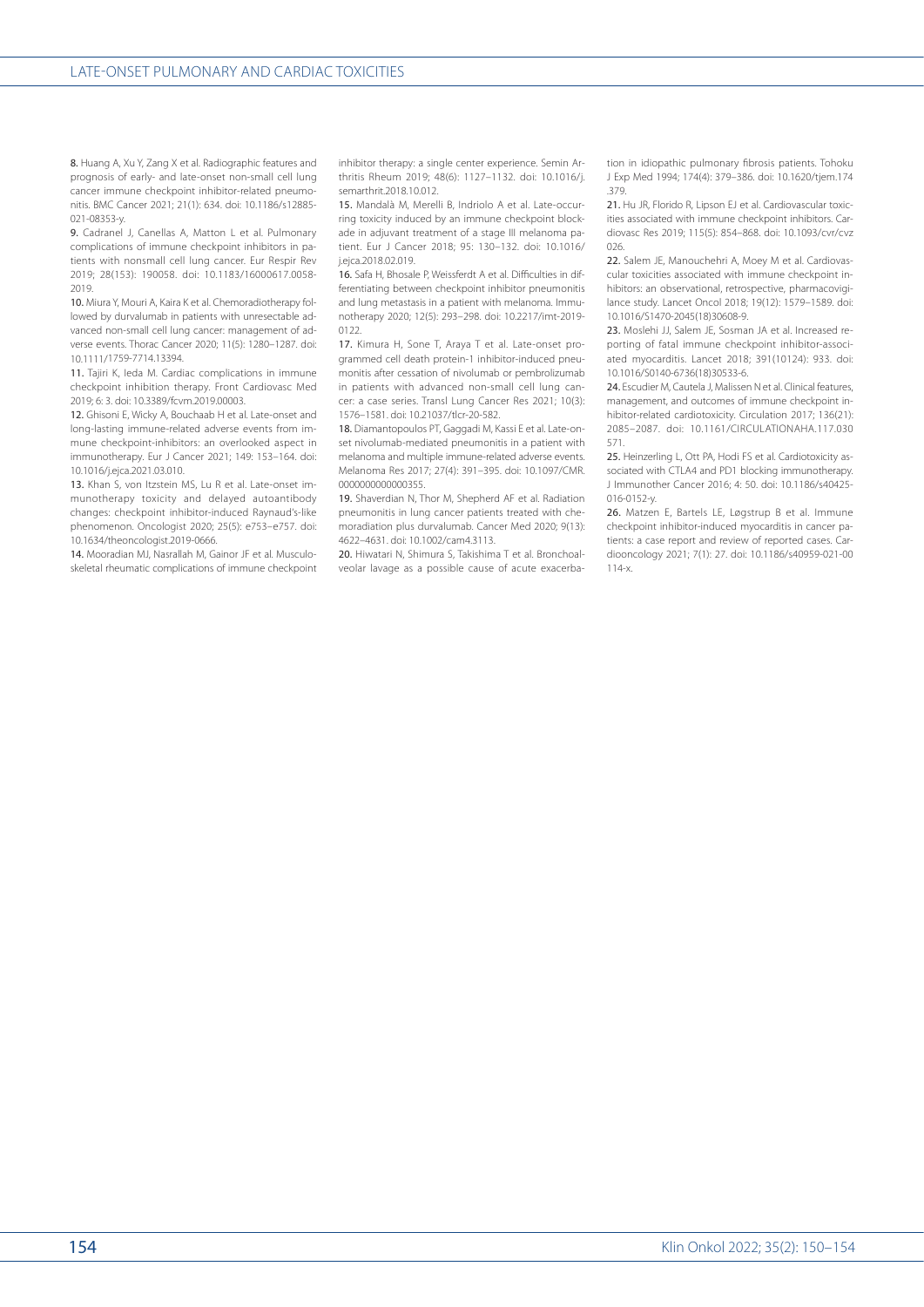8. Huang A, Xu Y, Zang X et al. Radiographic features and prognosis of early- and late-onset non-small cell lung cancer immune checkpoint inhibitor-related pneumonitis. BMC Cancer 2021; 21(1): 634. doi: 10.1186/s12885-021-08353-y.

9. Cadranel J, Canellas A, Matton L et al. Pulmonary complications of immune checkpoint inhibitors in patients with nonsmall cell lung cancer. Eur Respir Rev 2019; 28(153): 190058. doi: 10.1183/16000617.0058-2019.

10. Miura Y, Mouri A, Kaira K et al. Chemoradiotherapy followed by durvalumab in patients with unresectable advanced non-small cell lung cancer: management of adverse events. Thorac Cancer 2020; 11(5): 1280–1287. doi: 10.1111/1759-7714.13394.

11. Tajiri K, Ieda M. Cardiac complications in immune checkpoint inhibition therapy. Front Cardiovasc Med 2019; 6: 3. doi: 10.3389/fcvm.2019.00003.

12. Ghisoni E, Wicky A, Bouchaab H et al. Late-onset and long-lasting immune-related adverse events from immune checkpoint-inhibitors: an overlooked aspect in immunotherapy. Eur J Cancer 2021; 149: 153–164. doi: 10.1016/j.ejca.2021.03.010.

13. Khan S, von Itzstein MS, Lu R et al. Late-onset immunotherapy toxicity and delayed autoantibody changes: checkpoint inhibitor-induced Raynaud's-like phenomenon. Oncologist 2020; 25(5): e753–e757. doi: 10.1634/theoncologist.2019-0666.

14. Mooradian MJ, Nasrallah M, Gainor JF et al. Musculoskeletal rheumatic complications of immune checkpoint inhibitor therapy: a single center experience. Semin Arthritis Rheum 2019; 48(6): 1127–1132. doi: 10.1016/j.semarthrit.2018.10.012.

15. Mandalà M, Merelli B, Indriolo A et al. Late-occurring toxicity induced by an immune checkpoint blockade in adjuvant treatment of a stage III melanoma patient. Eur J Cancer 2018; 95: 130–132. doi: 10.1016/j.ejca.2018.02.019.

16. Safa H, Bhosale P, Weissferdt A et al. Difficulties in differentiating between checkpoint inhibitor pneumonitis and lung metastasis in a patient with melanoma. Immunotherapy 2020; 12(5): 293–298. doi: 10.2217/imt-2019-0122.

17. Kimura H, Sone T, Araya T et al. Late-onset programmed cell death protein-1 inhibitor-induced pneumonitis after cessation of nivolumab or pembrolizumab in patients with advanced non-small cell lung cancer: a case series. Transl Lung Cancer Res 2021; 10(3): 1576–1581. doi: 10.21037/tlcr-20-582.

18. Diamantopoulos PT, Gaggadi M, Kassi E et al. Late-onset nivolumab-mediated pneumonitis in a patient with melanoma and multiple immune-related adverse events. Melanoma Res 2017; 27(4): 391–395. doi: 10.1097/CMR.0000000000000355.

19. Shaverdian N, Thor M, Shepherd AF et al. Radiation pneumonitis in lung cancer patients treated with chemoradiation plus durvalumab. Cancer Med 2020; 9(13): 4622–4631. doi: 10.1002/cam4.3113.

20. Hiwatari N, Shimura S, Takishima T et al. Bronchoalveolar lavage as a possible cause of acute exacerbation in idiopathic pulmonary fibrosis patients. Tohoku J Exp Med 1994; 174(4): 379–386. doi: 10.1620/tjem.174.379.

21. Hu JR, Florido R, Lipson EJ et al. Cardiovascular toxicities associated with immune checkpoint inhibitors. Cardiovasc Res 2019; 115(5): 854–868. doi: 10.1093/cvr/cvz026.

22. Salem JE, Manouchehri A, Moey M et al. Cardiovascular toxicities associated with immune checkpoint inhibitors: an observational, retrospective, pharmacovigilance study. Lancet Oncol 2018; 19(12): 1579–1589. doi: 10.1016/S1470-2045(18)30608-9.

23. Moslehi JJ, Salem JE, Sosman JA et al. Increased reporting of fatal immune checkpoint inhibitor-associated myocarditis. Lancet 2018; 391(10124): 933. doi: 10.1016/S0140-6736(18)30533-6.

24. Escudier M, Cautela J, Malissen N et al. Clinical features, management, and outcomes of immune checkpoint inhibitor-related cardiotoxicity. Circulation 2017; 136(21): 2085–2087. doi: 10.1161/CIRCULATIONAHA.117.030571.

25. Heinzerling L, Ott PA, Hodi FS et al. Cardiotoxicity associated with CTLA4 and PD1 blocking immunotherapy. J Immunother Cancer 2016; 4: 50. doi: 10.1186/s40425-016-0152-y.

26. Matzen E, Bartels LE, Løgstrup B et al. Immune checkpoint inhibitor-induced myocarditis in cancer patients: a case report and review of reported cases. Cardiooncology 2021; 7(1): 27. doi: 10.1186/s40959-021-00114-x.